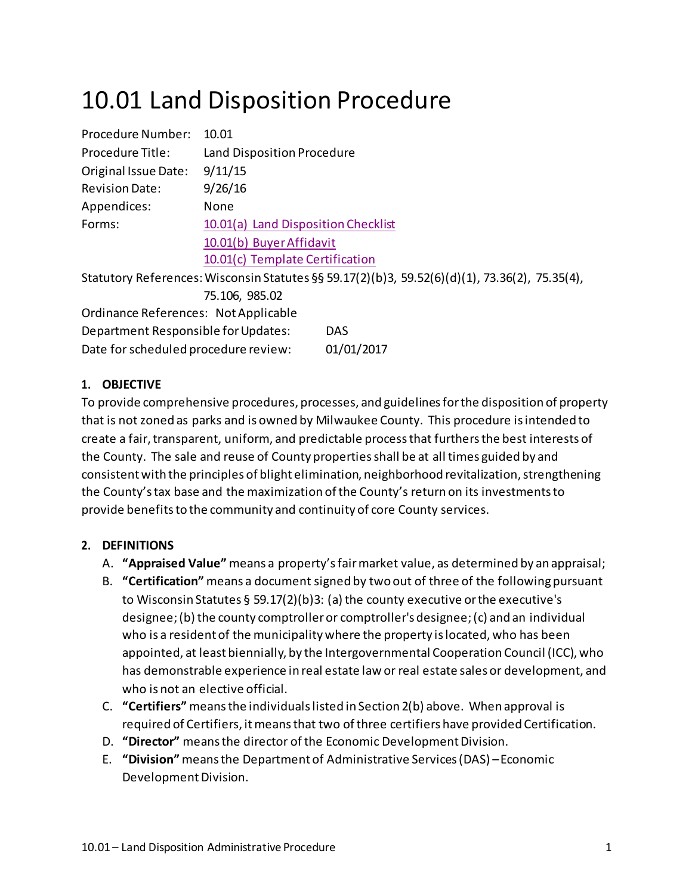# 10.01 Land Disposition Procedure

Procedure Number: 10.01
Procedure Title: Land Disposition Procedure
Original Issue Date: 9/11/15
Revision Date: 9/26/16
Appendices: None
Forms: 10.01(a) Land Disposition Checklist
10.01(b) Buyer Affidavit
10.01(c) Template Certification
Statutory References: Wisconsin Statutes §§ 59.17(2)(b)3, 59.52(6)(d)(1), 73.36(2), 75.35(4), 75.106, 985.02
Ordinance References: Not Applicable
Department Responsible for Updates: DAS
Date for scheduled procedure review: 01/01/2017

**1. OBJECTIVE**

To provide comprehensive procedures, processes, and guidelines for the disposition of property that is not zoned as parks and is owned by Milwaukee County. This procedure is intended to create a fair, transparent, uniform, and predictable process that furthers the best interests of the County. The sale and reuse of County properties shall be at all times guided by and consistent with the principles of blight elimination, neighborhood revitalization, strengthening the County's tax base and the maximization of the County's return on its investments to provide benefits to the community and continuity of core County services.

**2. DEFINITIONS**

A. **"Appraised Value"** means a property's fair market value, as determined by an appraisal;

B. **"Certification"** means a document signed by two out of three of the following pursuant to Wisconsin Statutes § 59.17(2)(b)3: (a) the county executive or the executive's designee; (b) the county comptroller or comptroller's designee; (c) and an individual who is a resident of the municipality where the property is located, who has been appointed, at least biennially, by the Intergovernmental Cooperation Council (ICC), who has demonstrable experience in real estate law or real estate sales or development, and who is not an elective official.

C. **"Certifiers"** means the individuals listed in Section 2(b) above. When approval is required of Certifiers, it means that two of three certifiers have provided Certification.

D. **"Director"** means the director of the Economic Development Division.

E. **"Division"** means the Department of Administrative Services (DAS) – Economic Development Division.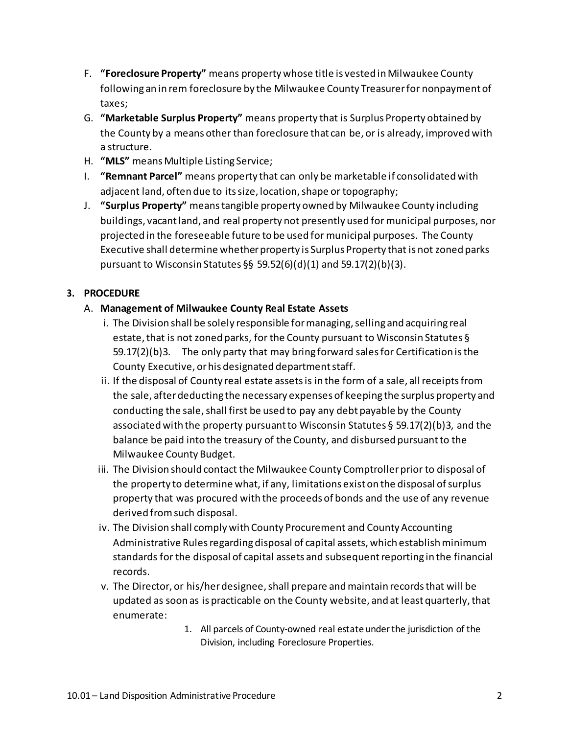F. **"Foreclosure Property"** means property whose title is vested in Milwaukee County following an in rem foreclosure by the Milwaukee County Treasurer for nonpayment of taxes;

G. **"Marketable Surplus Property"** means property that is Surplus Property obtained by the County by a means other than foreclosure that can be, or is already, improved with a structure.

H. **"MLS"** means Multiple Listing Service;

I. **"Remnant Parcel"** means property that can only be marketable if consolidated with adjacent land, often due to its size, location, shape or topography;

J. **"Surplus Property"** means tangible property owned by Milwaukee County including buildings, vacant land, and real property not presently used for municipal purposes, nor projected in the foreseeable future to be used for municipal purposes. The County Executive shall determine whether property is Surplus Property that is not zoned parks pursuant to Wisconsin Statutes §§ 59.52(6)(d)(1) and 59.17(2)(b)(3).

**3. PROCEDURE**

A. **Management of Milwaukee County Real Estate Assets**

i. The Division shall be solely responsible for managing, selling and acquiring real estate, that is not zoned parks, for the County pursuant to Wisconsin Statutes § 59.17(2)(b)3. The only party that may bring forward sales for Certification is the County Executive, or his designated department staff.

ii. If the disposal of County real estate assets is in the form of a sale, all receipts from the sale, after deducting the necessary expenses of keeping the surplus property and conducting the sale, shall first be used to pay any debt payable by the County associated with the property pursuant to Wisconsin Statutes § 59.17(2)(b)3, and the balance be paid into the treasury of the County, and disbursed pursuant to the Milwaukee County Budget.

iii. The Division should contact the Milwaukee County Comptroller prior to disposal of the property to determine what, if any, limitations exist on the disposal of surplus property that was procured with the proceeds of bonds and the use of any revenue derived from such disposal.

iv. The Division shall comply with County Procurement and County Accounting Administrative Rules regarding disposal of capital assets, which establish minimum standards for the disposal of capital assets and subsequent reporting in the financial records.

v. The Director, or his/her designee, shall prepare and maintain records that will be updated as soon as is practicable on the County website, and at least quarterly, that enumerate:

1. All parcels of County-owned real estate under the jurisdiction of the Division, including Foreclosure Properties.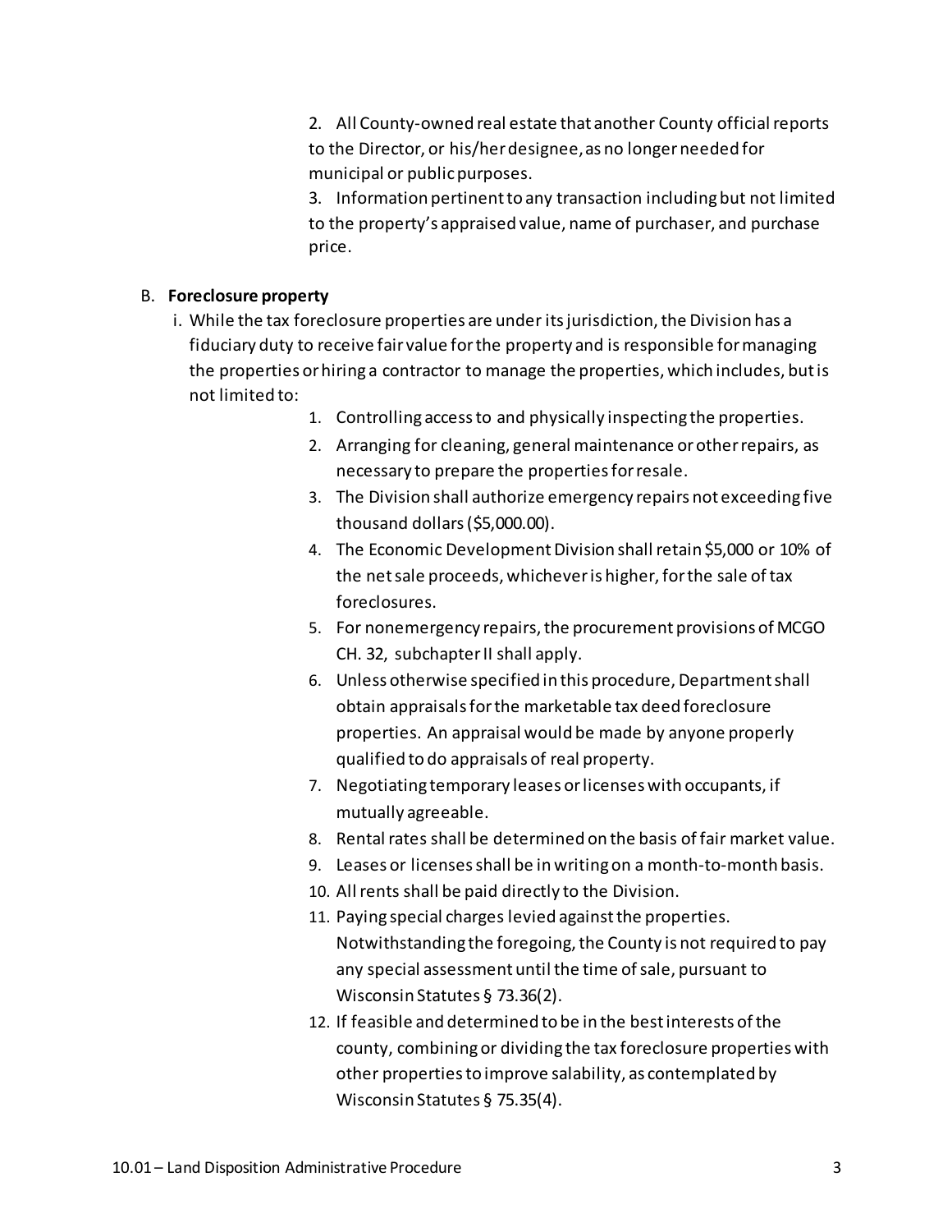2. All County-owned real estate that another County official reports to the Director, or his/her designee, as no longer needed for municipal or public purposes.
3. Information pertinent to any transaction including but not limited to the property's appraised value, name of purchaser, and purchase price.

B. **Foreclosure property**

i. While the tax foreclosure properties are under its jurisdiction, the Division has a fiduciary duty to receive fair value for the property and is responsible for managing the properties or hiring a contractor to manage the properties, which includes, but is not limited to:

1. Controlling access to and physically inspecting the properties.
2. Arranging for cleaning, general maintenance or other repairs, as necessary to prepare the properties for resale.
3. The Division shall authorize emergency repairs not exceeding five thousand dollars ($5,000.00).
4. The Economic Development Division shall retain $5,000 or 10% of the net sale proceeds, whichever is higher, for the sale of tax foreclosures.
5. For nonemergency repairs, the procurement provisions of MCGO CH. 32, subchapter II shall apply.
6. Unless otherwise specified in this procedure, Department shall obtain appraisals for the marketable tax deed foreclosure properties. An appraisal would be made by anyone properly qualified to do appraisals of real property.
7. Negotiating temporary leases or licenses with occupants, if mutually agreeable.
8. Rental rates shall be determined on the basis of fair market value.
9. Leases or licenses shall be in writing on a month-to-month basis.
10. All rents shall be paid directly to the Division.
11. Paying special charges levied against the properties. Notwithstanding the foregoing, the County is not required to pay any special assessment until the time of sale, pursuant to Wisconsin Statutes § 73.36(2).
12. If feasible and determined to be in the best interests of the county, combining or dividing the tax foreclosure properties with other properties to improve salability, as contemplated by Wisconsin Statutes § 75.35(4).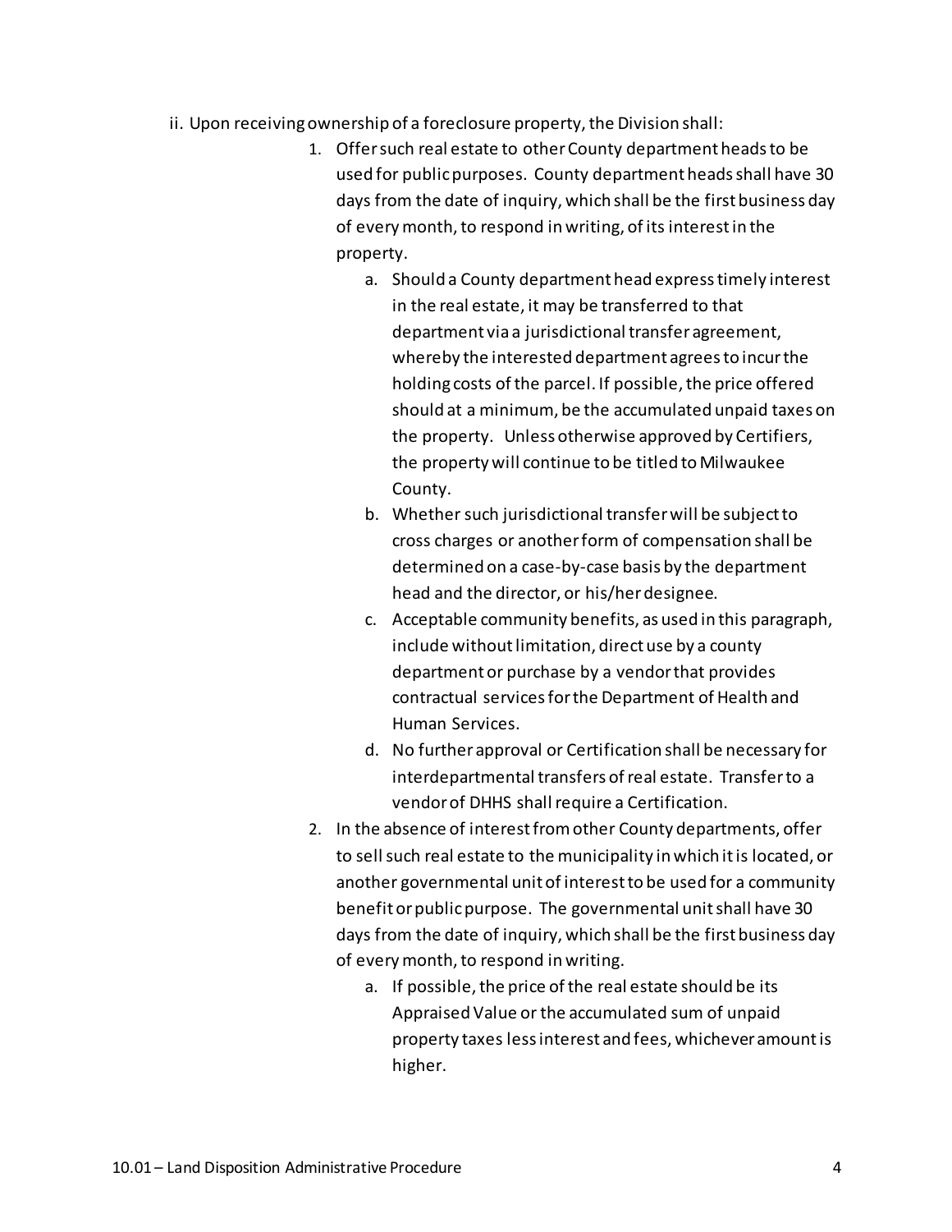ii. Upon receiving ownership of a foreclosure property, the Division shall:

   1. Offer such real estate to other County department heads to be used for public purposes. County department heads shall have 30 days from the date of inquiry, which shall be the first business day of every month, to respond in writing, of its interest in the property.
      a. Should a County department head express timely interest in the real estate, it may be transferred to that department via a jurisdictional transfer agreement, whereby the interested department agrees to incur the holding costs of the parcel. If possible, the price offered should at a minimum, be the accumulated unpaid taxes on the property. Unless otherwise approved by Certifiers, the property will continue to be titled to Milwaukee County.
      b. Whether such jurisdictional transfer will be subject to cross charges or another form of compensation shall be determined on a case-by-case basis by the department head and the director, or his/her designee.
      c. Acceptable community benefits, as used in this paragraph, include without limitation, direct use by a county department or purchase by a vendor that provides contractual services for the Department of Health and Human Services.
      d. No further approval or Certification shall be necessary for interdepartmental transfers of real estate. Transfer to a vendor of DHHS shall require a Certification.
   2. In the absence of interest from other County departments, offer to sell such real estate to the municipality in which it is located, or another governmental unit of interest to be used for a community benefit or public purpose. The governmental unit shall have 30 days from the date of inquiry, which shall be the first business day of every month, to respond in writing.
      a. If possible, the price of the real estate should be its Appraised Value or the accumulated sum of unpaid property taxes less interest and fees, whichever amount is higher.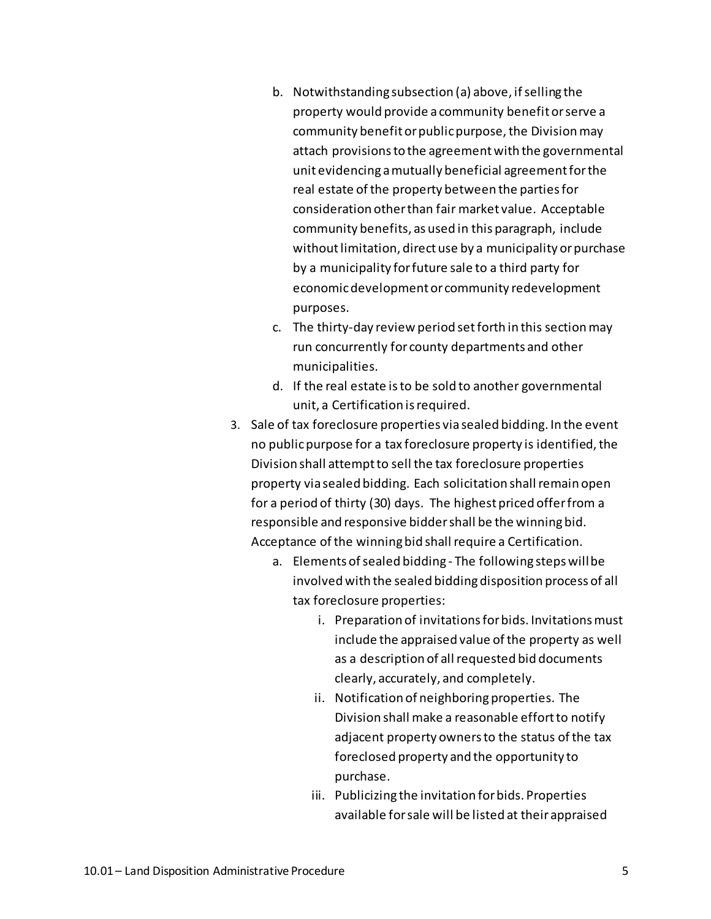b. Notwithstanding subsection (a) above, if selling the property would provide a community benefit or serve a community benefit or public purpose, the Division may attach provisions to the agreement with the governmental unit evidencing a mutually beneficial agreement for the real estate of the property between the parties for consideration other than fair market value. Acceptable community benefits, as used in this paragraph, include without limitation, direct use by a municipality or purchase by a municipality for future sale to a third party for economic development or community redevelopment purposes.
   c. The thirty-day review period set forth in this section may run concurrently for county departments and other municipalities.
   d. If the real estate is to be sold to another governmental unit, a Certification is required.
3. Sale of tax foreclosure properties via sealed bidding. In the event no public purpose for a tax foreclosure property is identified, the Division shall attempt to sell the tax foreclosure properties property via sealed bidding. Each solicitation shall remain open for a period of thirty (30) days. The highest priced offer from a responsible and responsive bidder shall be the winning bid. Acceptance of the winning bid shall require a Certification.
   a. Elements of sealed bidding - The following steps will be involved with the sealed bidding disposition process of all tax foreclosure properties:
      i. Preparation of invitations for bids. Invitations must include the appraised value of the property as well as a description of all requested bid documents clearly, accurately, and completely.
      ii. Notification of neighboring properties. The Division shall make a reasonable effort to notify adjacent property owners to the status of the tax foreclosed property and the opportunity to purchase.
      iii. Publicizing the invitation for bids. Properties available for sale will be listed at their appraised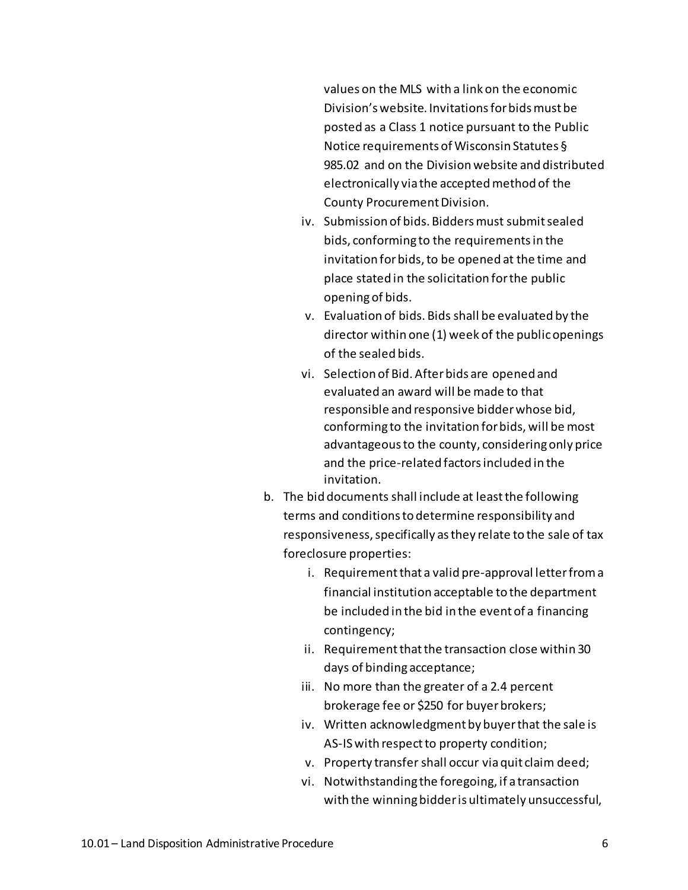values on the MLS with a link on the economic Division's website. Invitations for bids must be posted as a Class 1 notice pursuant to the Public Notice requirements of Wisconsin Statutes § 985.02 and on the Division website and distributed electronically via the accepted method of the County Procurement Division.

   iv. Submission of bids. Bidders must submit sealed bids, conforming to the requirements in the invitation for bids, to be opened at the time and place stated in the solicitation for the public opening of bids.
   v. Evaluation of bids. Bids shall be evaluated by the director within one (1) week of the public openings of the sealed bids.
   vi. Selection of Bid. After bids are opened and evaluated an award will be made to that responsible and responsive bidder whose bid, conforming to the invitation for bids, will be most advantageous to the county, considering only price and the price-related factors included in the invitation.

b. The bid documents shall include at least the following terms and conditions to determine responsibility and responsiveness, specifically as they relate to the sale of tax foreclosure properties:
   i. Requirement that a valid pre-approval letter from a financial institution acceptable to the department be included in the bid in the event of a financing contingency;
   ii. Requirement that the transaction close within 30 days of binding acceptance;
   iii. No more than the greater of a 2.4 percent brokerage fee or $250 for buyer brokers;
   iv. Written acknowledgment by buyer that the sale is AS-IS with respect to property condition;
   v. Property transfer shall occur via quit claim deed;
   vi. Notwithstanding the foregoing, if a transaction with the winning bidder is ultimately unsuccessful,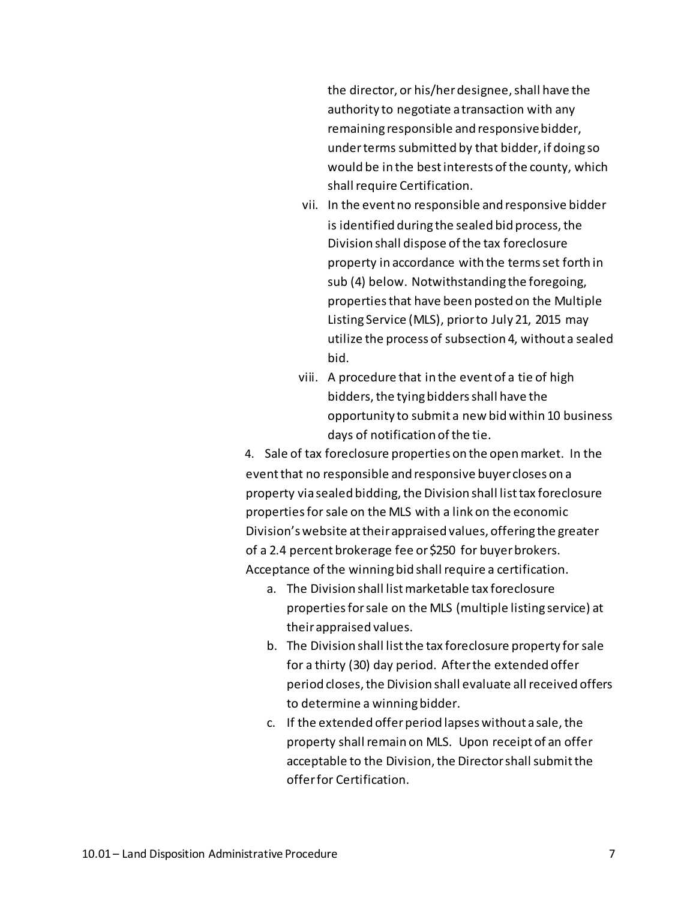the director, or his/her designee, shall have the authority to negotiate a transaction with any remaining responsible and responsive bidder, under terms submitted by that bidder, if doing so would be in the best interests of the county, which shall require Certification.

vii. In the event no responsible and responsive bidder is identified during the sealed bid process, the Division shall dispose of the tax foreclosure property in accordance with the terms set forth in sub (4) below. Notwithstanding the foregoing, properties that have been posted on the Multiple Listing Service (MLS), prior to July 21, 2015 may utilize the process of subsection 4, without a sealed bid.

viii. A procedure that in the event of a tie of high bidders, the tying bidders shall have the opportunity to submit a new bid within 10 business days of notification of the tie.

4. Sale of tax foreclosure properties on the open market. In the event that no responsible and responsive buyer closes on a property via sealed bidding, the Division shall list tax foreclosure properties for sale on the MLS with a link on the economic Division's website at their appraised values, offering the greater of a 2.4 percent brokerage fee or $250 for buyer brokers. Acceptance of the winning bid shall require a certification.

a. The Division shall list marketable tax foreclosure properties for sale on the MLS (multiple listing service) at their appraised values.

b. The Division shall list the tax foreclosure property for sale for a thirty (30) day period. After the extended offer period closes, the Division shall evaluate all received offers to determine a winning bidder.

c. If the extended offer period lapses without a sale, the property shall remain on MLS. Upon receipt of an offer acceptable to the Division, the Director shall submit the offer for Certification.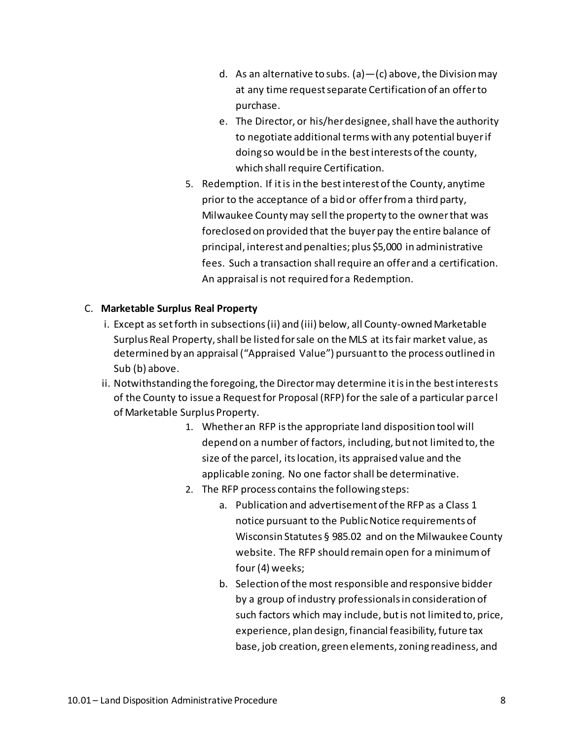d. As an alternative to subs. (a)—(c) above, the Division may at any time request separate Certification of an offer to purchase.
   e. The Director, or his/her designee, shall have the authority to negotiate additional terms with any potential buyer if doing so would be in the best interests of the county, which shall require Certification.

5. Redemption. If it is in the best interest of the County, anytime prior to the acceptance of a bid or offer from a third party, Milwaukee County may sell the property to the owner that was foreclosed on provided that the buyer pay the entire balance of principal, interest and penalties; plus $5,000 in administrative fees. Such a transaction shall require an offer and a certification. An appraisal is not required for a Redemption.

C. **Marketable Surplus Real Property**

i. Except as set forth in subsections (ii) and (iii) below, all County-owned Marketable Surplus Real Property, shall be listed for sale on the MLS at its fair market value, as determined by an appraisal ("Appraised Value") pursuant to the process outlined in Sub (b) above.

ii. Notwithstanding the foregoing, the Director may determine it is in the best interests of the County to issue a Request for Proposal (RFP) for the sale of a particular parcel of Marketable Surplus Property.

   1. Whether an RFP is the appropriate land disposition tool will depend on a number of factors, including, but not limited to, the size of the parcel, its location, its appraised value and the applicable zoning. No one factor shall be determinative.
   2. The RFP process contains the following steps:
      a. Publication and advertisement of the RFP as a Class 1 notice pursuant to the Public Notice requirements of Wisconsin Statutes § 985.02 and on the Milwaukee County website. The RFP should remain open for a minimum of four (4) weeks;
      b. Selection of the most responsible and responsive bidder by a group of industry professionals in consideration of such factors which may include, but is not limited to, price, experience, plan design, financial feasibility, future tax base, job creation, green elements, zoning readiness, and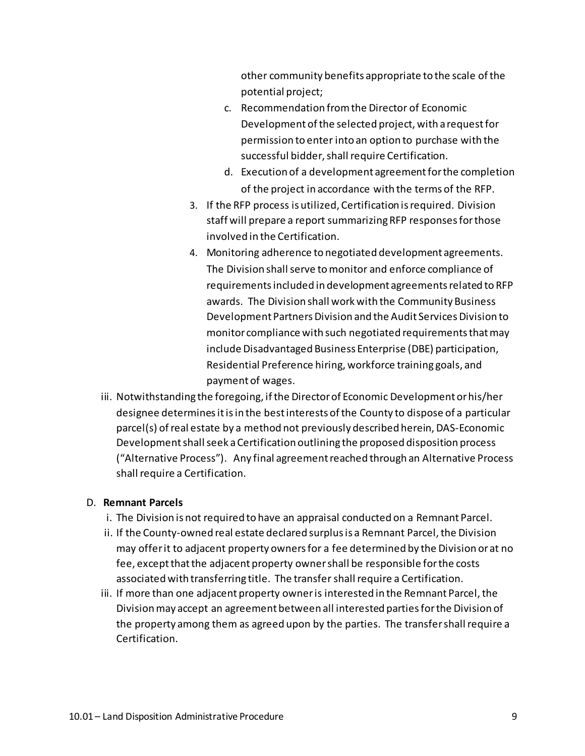other community benefits appropriate to the scale of the potential project;

   c. Recommendation from the Director of Economic Development of the selected project, with a request for permission to enter into an option to purchase with the successful bidder, shall require Certification.
   d. Execution of a development agreement for the completion of the project in accordance with the terms of the RFP.

3. If the RFP process is utilized, Certification is required. Division staff will prepare a report summarizing RFP responses for those involved in the Certification.
4. Monitoring adherence to negotiated development agreements. The Division shall serve to monitor and enforce compliance of requirements included in development agreements related to RFP awards. The Division shall work with the Community Business Development Partners Division and the Audit Services Division to monitor compliance with such negotiated requirements that may include Disadvantaged Business Enterprise (DBE) participation, Residential Preference hiring, workforce training goals, and payment of wages.

iii. Notwithstanding the foregoing, if the Director of Economic Development or his/her designee determines it is in the best interests of the County to dispose of a particular parcel(s) of real estate by a method not previously described herein, DAS-Economic Development shall seek a Certification outlining the proposed disposition process ("Alternative Process"). Any final agreement reached through an Alternative Process shall require a Certification.

D. **Remnant Parcels**

i. The Division is not required to have an appraisal conducted on a Remnant Parcel.

ii. If the County-owned real estate declared surplus is a Remnant Parcel, the Division may offer it to adjacent property owners for a fee determined by the Division or at no fee, except that the adjacent property owner shall be responsible for the costs associated with transferring title. The transfer shall require a Certification.

iii. If more than one adjacent property owner is interested in the Remnant Parcel, the Division may accept an agreement between all interested parties for the Division of the property among them as agreed upon by the parties. The transfer shall require a Certification.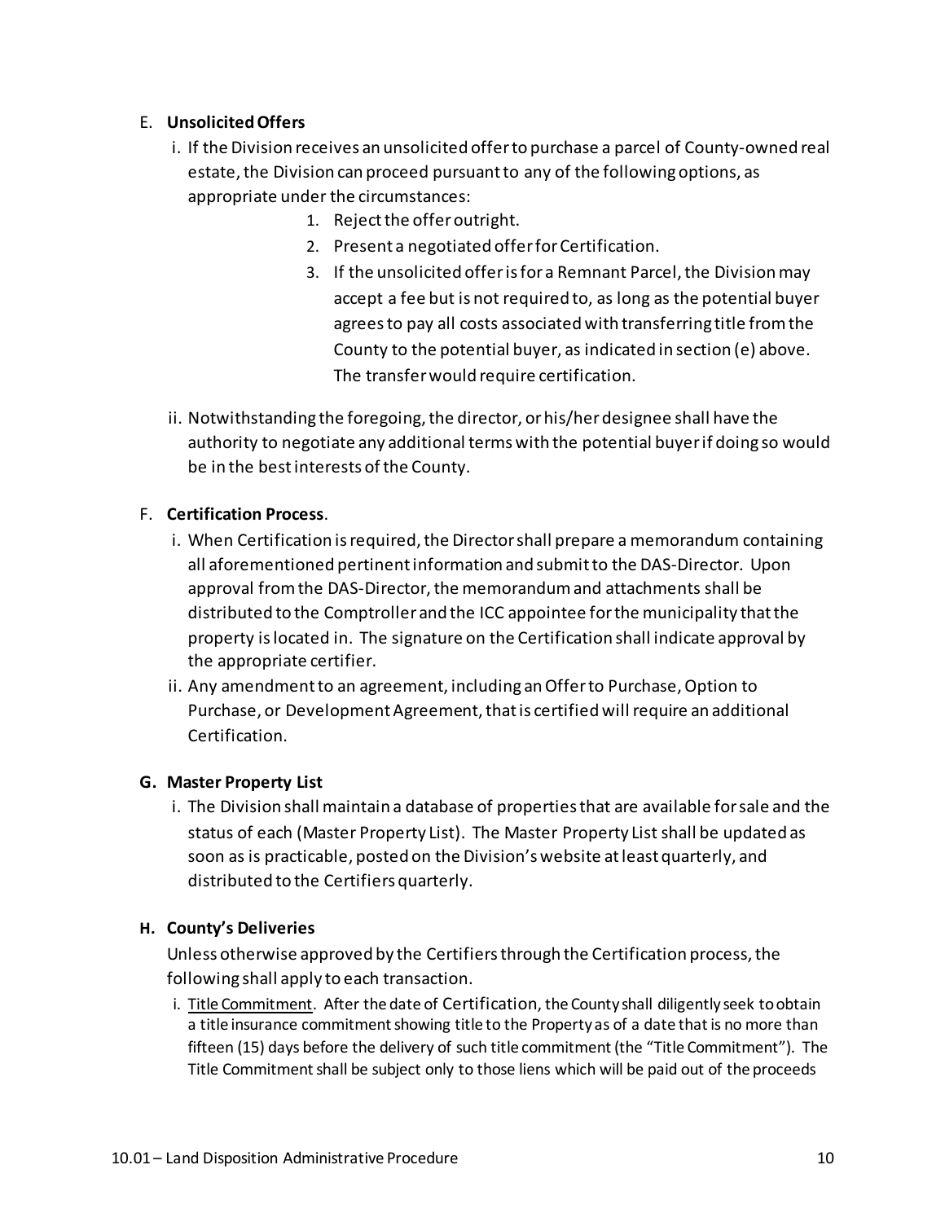E. **Unsolicited Offers**

i. If the Division receives an unsolicited offer to purchase a parcel of County-owned real estate, the Division can proceed pursuant to any of the following options, as appropriate under the circumstances:

1. Reject the offer outright.
2. Present a negotiated offer for Certification.
3. If the unsolicited offer is for a Remnant Parcel, the Division may accept a fee but is not required to, as long as the potential buyer agrees to pay all costs associated with transferring title from the County to the potential buyer, as indicated in section (e) above. The transfer would require certification.

ii. Notwithstanding the foregoing, the director, or his/her designee shall have the authority to negotiate any additional terms with the potential buyer if doing so would be in the best interests of the County.

F. **Certification Process**.

i. When Certification is required, the Director shall prepare a memorandum containing all aforementioned pertinent information and submit to the DAS-Director. Upon approval from the DAS-Director, the memorandum and attachments shall be distributed to the Comptroller and the ICC appointee for the municipality that the property is located in. The signature on the Certification shall indicate approval by the appropriate certifier.

ii. Any amendment to an agreement, including an Offer to Purchase, Option to Purchase, or Development Agreement, that is certified will require an additional Certification.

**G. Master Property List**

i. The Division shall maintain a database of properties that are available for sale and the status of each (Master Property List). The Master Property List shall be updated as soon as is practicable, posted on the Division's website at least quarterly, and distributed to the Certifiers quarterly.

**H. County's Deliveries**

Unless otherwise approved by the Certifiers through the Certification process, the following shall apply to each transaction.

i. Title Commitment. After the date of Certification, the County shall diligently seek to obtain a title insurance commitment showing title to the Property as of a date that is no more than fifteen (15) days before the delivery of such title commitment (the "Title Commitment"). The Title Commitment shall be subject only to those liens which will be paid out of the proceeds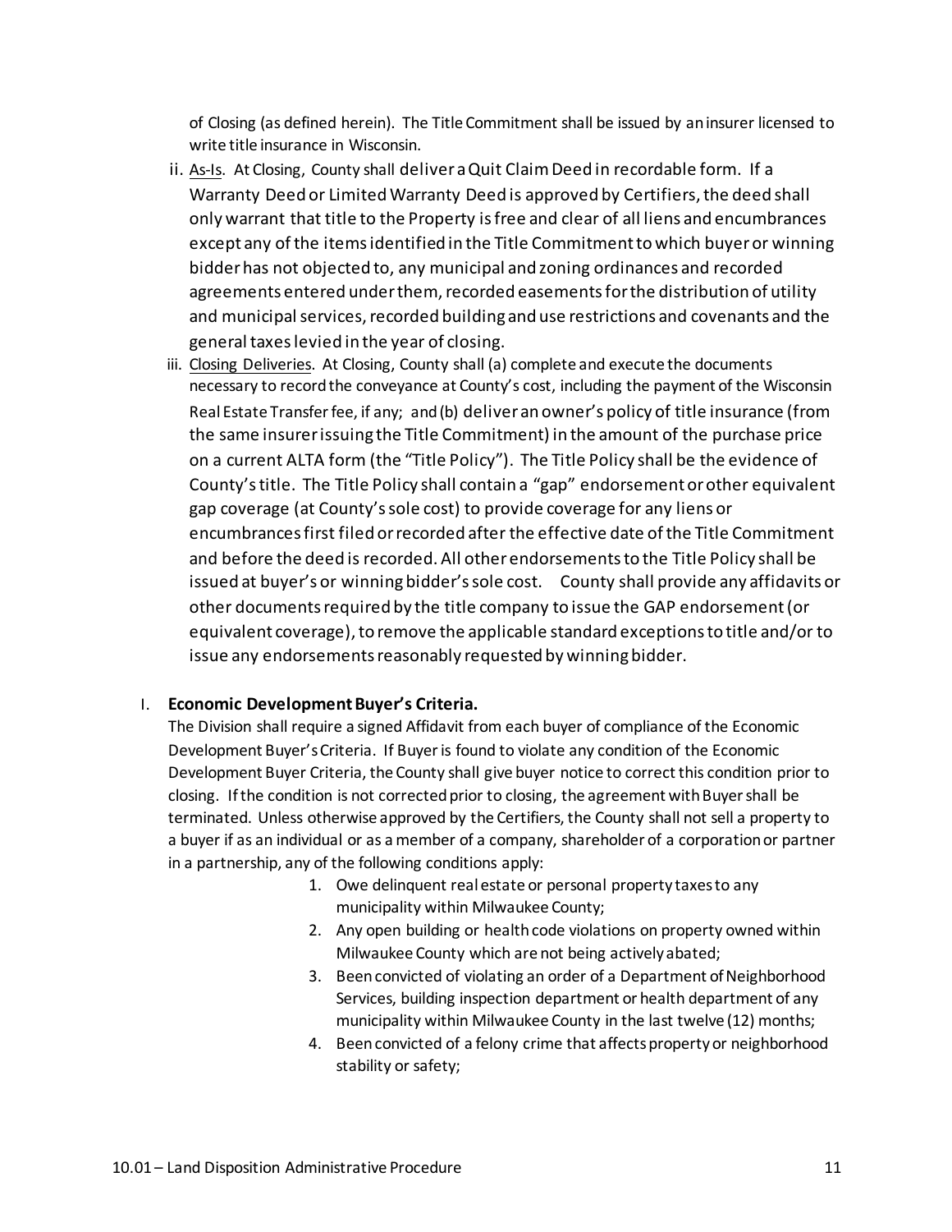of Closing (as defined herein). The Title Commitment shall be issued by an insurer licensed to write title insurance in Wisconsin.

ii. As-Is. At Closing, County shall deliver a Quit Claim Deed in recordable form. If a Warranty Deed or Limited Warranty Deed is approved by Certifiers, the deed shall only warrant that title to the Property is free and clear of all liens and encumbrances except any of the items identified in the Title Commitment to which buyer or winning bidder has not objected to, any municipal and zoning ordinances and recorded agreements entered under them, recorded easements for the distribution of utility and municipal services, recorded building and use restrictions and covenants and the general taxes levied in the year of closing.

iii. Closing Deliveries. At Closing, County shall (a) complete and execute the documents necessary to record the conveyance at County's cost, including the payment of the Wisconsin Real Estate Transfer fee, if any; and (b) deliver an owner's policy of title insurance (from the same insurer issuing the Title Commitment) in the amount of the purchase price on a current ALTA form (the "Title Policy"). The Title Policy shall be the evidence of County's title. The Title Policy shall contain a "gap" endorsement or other equivalent gap coverage (at County's sole cost) to provide coverage for any liens or encumbrances first filed or recorded after the effective date of the Title Commitment and before the deed is recorded. All other endorsements to the Title Policy shall be issued at buyer's or winning bidder's sole cost. County shall provide any affidavits or other documents required by the title company to issue the GAP endorsement (or equivalent coverage), to remove the applicable standard exceptions to title and/or to issue any endorsements reasonably requested by winning bidder.

I. **Economic Development Buyer's Criteria.**

The Division shall require a signed Affidavit from each buyer of compliance of the Economic Development Buyer's Criteria. If Buyer is found to violate any condition of the Economic Development Buyer Criteria, the County shall give buyer notice to correct this condition prior to closing. If the condition is not corrected prior to closing, the agreement with Buyer shall be terminated. Unless otherwise approved by the Certifiers, the County shall not sell a property to a buyer if as an individual or as a member of a company, shareholder of a corporation or partner in a partnership, any of the following conditions apply:

1. Owe delinquent real estate or personal property taxes to any municipality within Milwaukee County;
2. Any open building or health code violations on property owned within Milwaukee County which are not being actively abated;
3. Been convicted of violating an order of a Department of Neighborhood Services, building inspection department or health department of any municipality within Milwaukee County in the last twelve (12) months;
4. Been convicted of a felony crime that affects property or neighborhood stability or safety;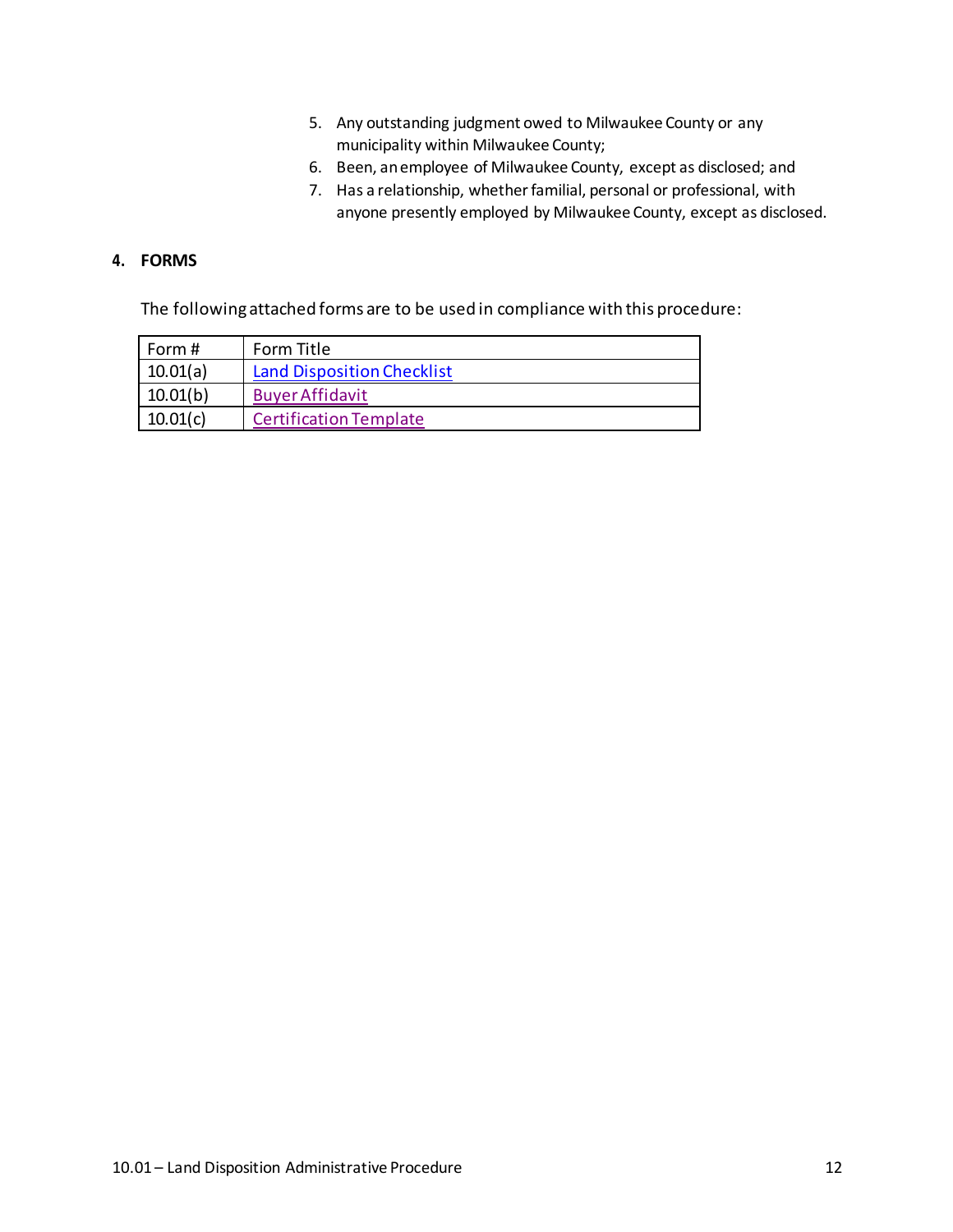5. Any outstanding judgment owed to Milwaukee County or any municipality within Milwaukee County;
6. Been, an employee of Milwaukee County, except as disclosed; and
7. Has a relationship, whether familial, personal or professional, with anyone presently employed by Milwaukee County, except as disclosed.

## 4. FORMS

The following attached forms are to be used in compliance with this procedure:

| Form # | Form Title |
|---|---|
| 10.01(a) | Land Disposition Checklist |
| 10.01(b) | Buyer Affidavit |
| 10.01(c) | Certification Template |